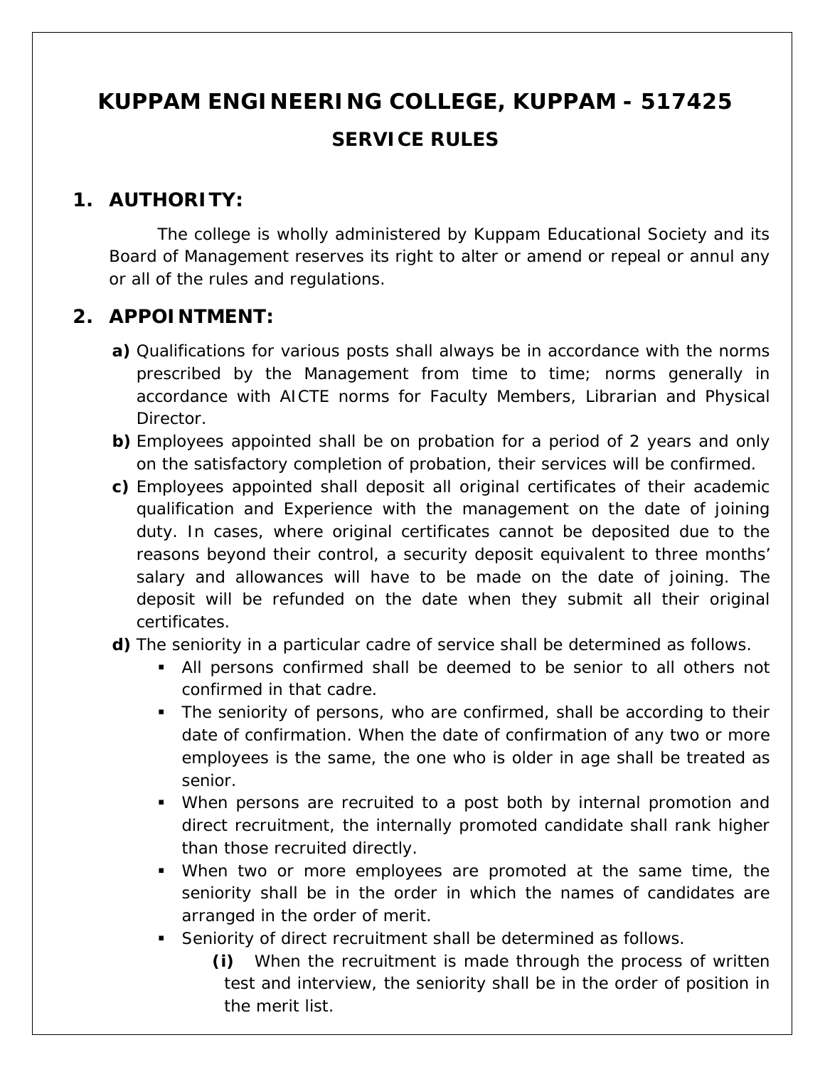# KUPPAM ENGINEERING COLLEGE, KUPPAM - 517425

## SERVICE RULES

### 1. AUTHORITY:

The college is wholly administered by Kuppam Educational Society and its Board of Management reserves its right to alter or amend or repeal or annul any or all of the rules and regulations.

### 2. APPOINTMENT:

**a)** Qualifications for various posts shall always be in accordance with the norms prescribed by the Management from time to time; norms generally in accordance with AICTE norms for Faculty Members, Librarian and Physical Director.

**b)** Employees appointed shall be on probation for a period of 2 years and only on the satisfactory completion of probation, their services will be confirmed.

**c)** Employees appointed shall deposit all original certificates of their academic qualification and Experience with the management on the date of joining duty. In cases, where original certificates cannot be deposited due to the reasons beyond their control, a security deposit equivalent to three months' salary and allowances will have to be made on the date of joining. The deposit will be refunded on the date when they submit all their original certificates.

**d)** The seniority in a particular cadre of service shall be determined as follows.

- All persons confirmed shall be deemed to be senior to all others not confirmed in that cadre.
- The seniority of persons, who are confirmed, shall be according to their date of confirmation. When the date of confirmation of any two or more employees is the same, the one who is older in age shall be treated as senior.
- When persons are recruited to a post both by internal promotion and direct recruitment, the internally promoted candidate shall rank higher than those recruited directly.
- When two or more employees are promoted at the same time, the seniority shall be in the order in which the names of candidates are arranged in the order of merit.
- Seniority of direct recruitment shall be determined as follows.
  - **(i)** When the recruitment is made through the process of written test and interview, the seniority shall be in the order of position in the merit list.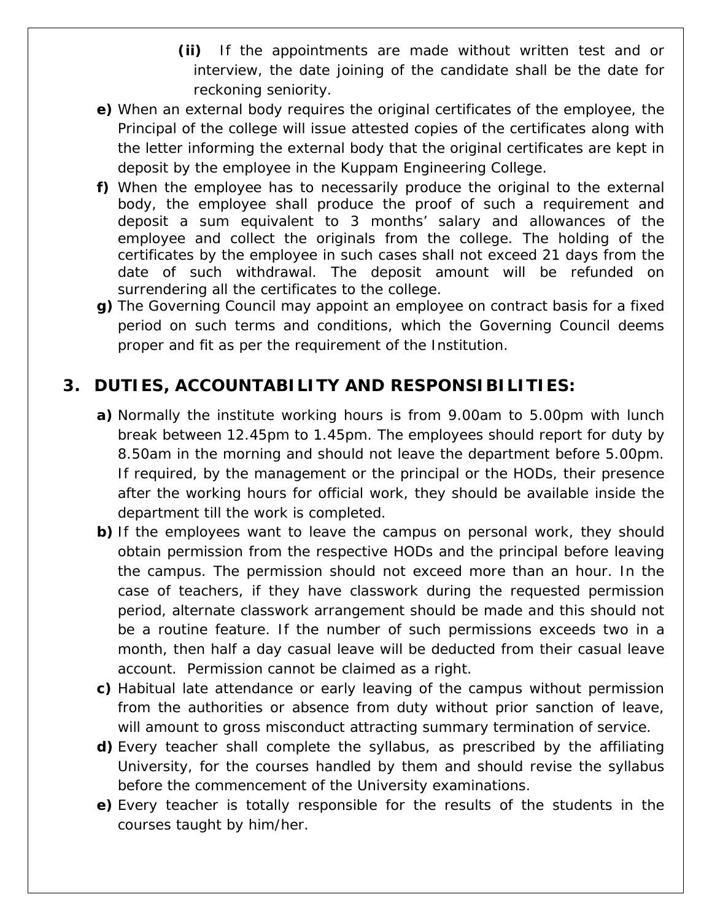**(ii)** If the appointments are made without written test and or interview, the date joining of the candidate shall be the date for reckoning seniority.

**e)** When an external body requires the original certificates of the employee, the Principal of the college will issue attested copies of the certificates along with the letter informing the external body that the original certificates are kept in deposit by the employee in the Kuppam Engineering College.

**f)** When the employee has to necessarily produce the original to the external body, the employee shall produce the proof of such a requirement and deposit a sum equivalent to 3 months' salary and allowances of the employee and collect the originals from the college. The holding of the certificates by the employee in such cases shall not exceed 21 days from the date of such withdrawal. The deposit amount will be refunded on surrendering all the certificates to the college.

**g)** The Governing Council may appoint an employee on contract basis for a fixed period on such terms and conditions, which the Governing Council deems proper and fit as per the requirement of the Institution.

## 3. DUTIES, ACCOUNTABILITY AND RESPONSIBILITIES:

**a)** Normally the institute working hours is from 9.00am to 5.00pm with lunch break between 12.45pm to 1.45pm. The employees should report for duty by 8.50am in the morning and should not leave the department before 5.00pm. If required, by the management or the principal or the HODs, their presence after the working hours for official work, they should be available inside the department till the work is completed.

**b)** If the employees want to leave the campus on personal work, they should obtain permission from the respective HODs and the principal before leaving the campus. The permission should not exceed more than an hour. In the case of teachers, if they have classwork during the requested permission period, alternate classwork arrangement should be made and this should not be a routine feature. If the number of such permissions exceeds two in a month, then half a day casual leave will be deducted from their casual leave account. Permission cannot be claimed as a right.

**c)** Habitual late attendance or early leaving of the campus without permission from the authorities or absence from duty without prior sanction of leave, will amount to gross misconduct attracting summary termination of service.

**d)** Every teacher shall complete the syllabus, as prescribed by the affiliating University, for the courses handled by them and should revise the syllabus before the commencement of the University examinations.

**e)** Every teacher is totally responsible for the results of the students in the courses taught by him/her.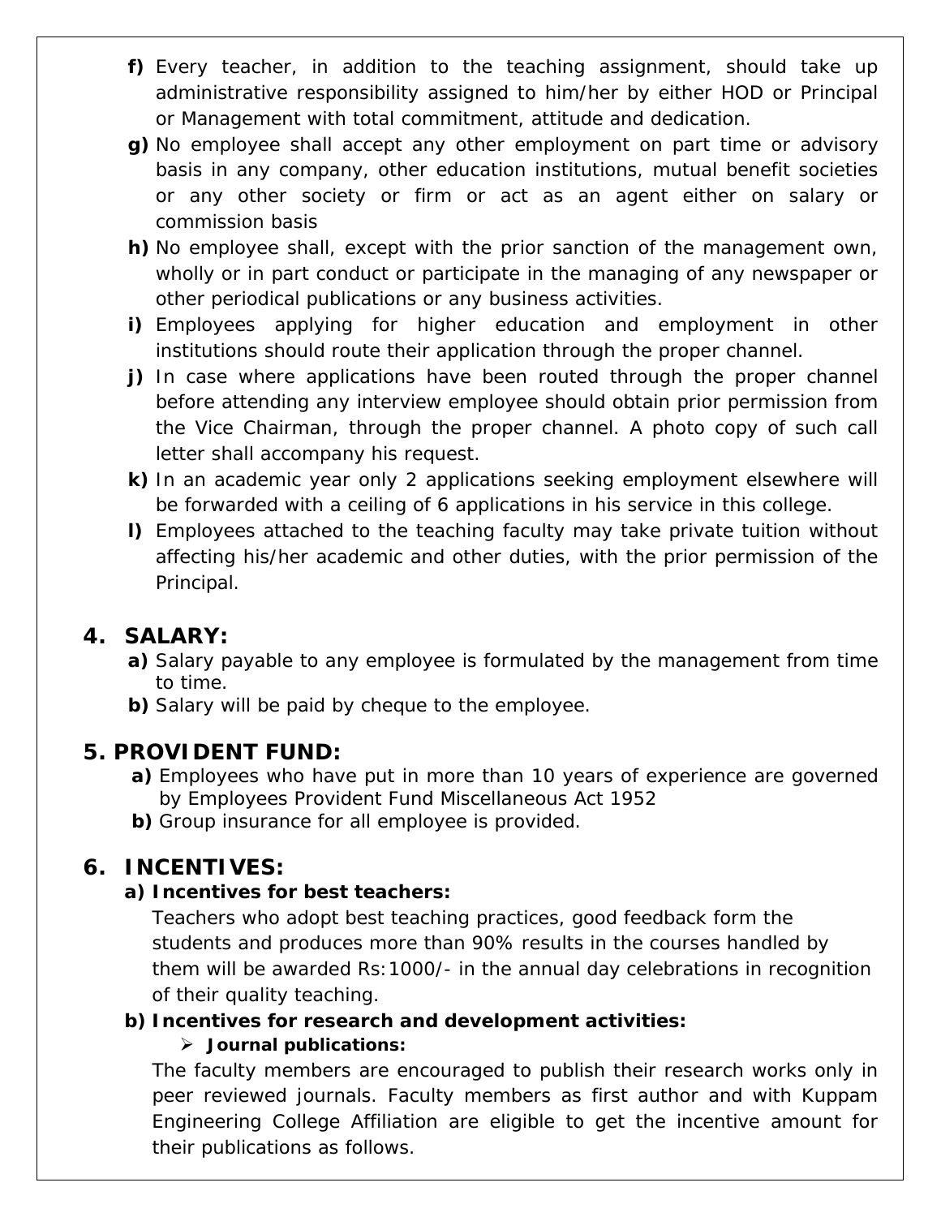f) Every teacher, in addition to the teaching assignment, should take up administrative responsibility assigned to him/her by either HOD or Principal or Management with total commitment, attitude and dedication.

g) No employee shall accept any other employment on part time or advisory basis in any company, other education institutions, mutual benefit societies or any other society or firm or act as an agent either on salary or commission basis

h) No employee shall, except with the prior sanction of the management own, wholly or in part conduct or participate in the managing of any newspaper or other periodical publications or any business activities.

i) Employees applying for higher education and employment in other institutions should route their application through the proper channel.

j) In case where applications have been routed through the proper channel before attending any interview employee should obtain prior permission from the Vice Chairman, through the proper channel. A photo copy of such call letter shall accompany his request.

k) In an academic year only 2 applications seeking employment elsewhere will be forwarded with a ceiling of 6 applications in his service in this college.

l) Employees attached to the teaching faculty may take private tuition without affecting his/her academic and other duties, with the prior permission of the Principal.

## 4. SALARY:

**a)** Salary payable to any employee is formulated by the management from time to time.

**b)** Salary will be paid by cheque to the employee.

## 5. PROVIDENT FUND:

**a)** Employees who have put in more than 10 years of experience are governed by Employees Provident Fund Miscellaneous Act 1952

**b)** Group insurance for all employee is provided.

## 6. INCENTIVES:

### a) Incentives for best teachers:

Teachers who adopt best teaching practices, good feedback form the students and produces more than 90% results in the courses handled by them will be awarded Rs:1000/- in the annual day celebrations in recognition of their quality teaching.

### b) Incentives for research and development activities:

- **Journal publications:**

The faculty members are encouraged to publish their research works only in peer reviewed journals. Faculty members as first author and with Kuppam Engineering College Affiliation are eligible to get the incentive amount for their publications as follows.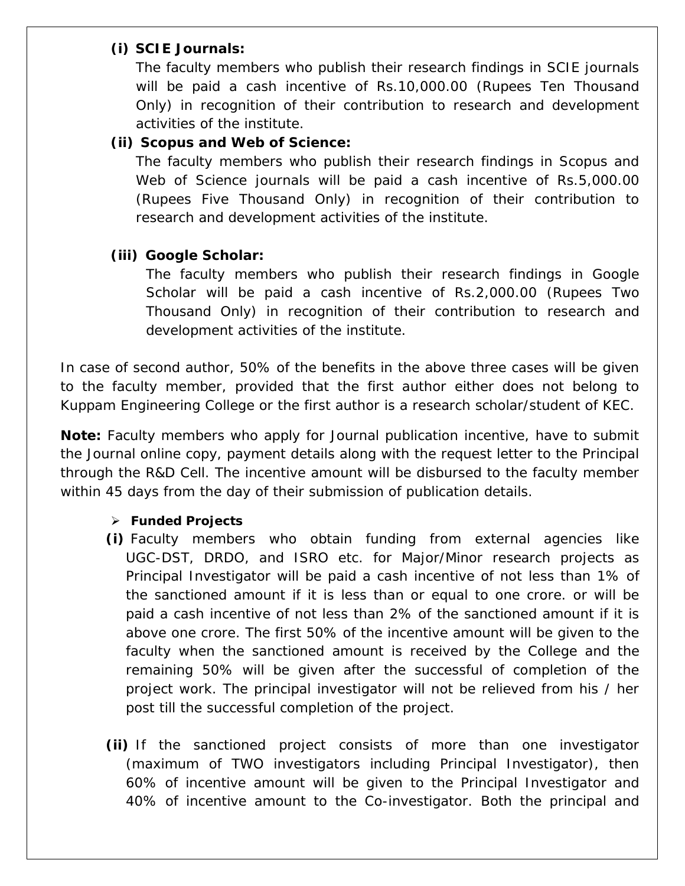**(i) SCIE Journals:**

The faculty members who publish their research findings in SCIE journals will be paid a cash incentive of Rs.10,000.00 (Rupees Ten Thousand Only) in recognition of their contribution to research and development activities of the institute.

**(ii) Scopus and Web of Science:**

The faculty members who publish their research findings in Scopus and Web of Science journals will be paid a cash incentive of Rs.5,000.00 (Rupees Five Thousand Only) in recognition of their contribution to research and development activities of the institute.

**(iii) Google Scholar:**

The faculty members who publish their research findings in Google Scholar will be paid a cash incentive of Rs.2,000.00 (Rupees Two Thousand Only) in recognition of their contribution to research and development activities of the institute.

In case of second author, 50% of the benefits in the above three cases will be given to the faculty member, provided that the first author either does not belong to Kuppam Engineering College or the first author is a research scholar/student of KEC.

**Note:** Faculty members who apply for Journal publication incentive, have to submit the Journal online copy, payment details along with the request letter to the Principal through the R&D Cell. The incentive amount will be disbursed to the faculty member within 45 days from the day of their submission of publication details.

- **Funded Projects**

**(i)** Faculty members who obtain funding from external agencies like UGC-DST, DRDO, and ISRO etc. for Major/Minor research projects as Principal Investigator will be paid a cash incentive of not less than 1% of the sanctioned amount if it is less than or equal to one crore. or will be paid a cash incentive of not less than 2% of the sanctioned amount if it is above one crore. The first 50% of the incentive amount will be given to the faculty when the sanctioned amount is received by the College and the remaining 50% will be given after the successful of completion of the project work. The principal investigator will not be relieved from his / her post till the successful completion of the project.

**(ii)** If the sanctioned project consists of more than one investigator (maximum of TWO investigators including Principal Investigator), then 60% of incentive amount will be given to the Principal Investigator and 40% of incentive amount to the Co-investigator. Both the principal and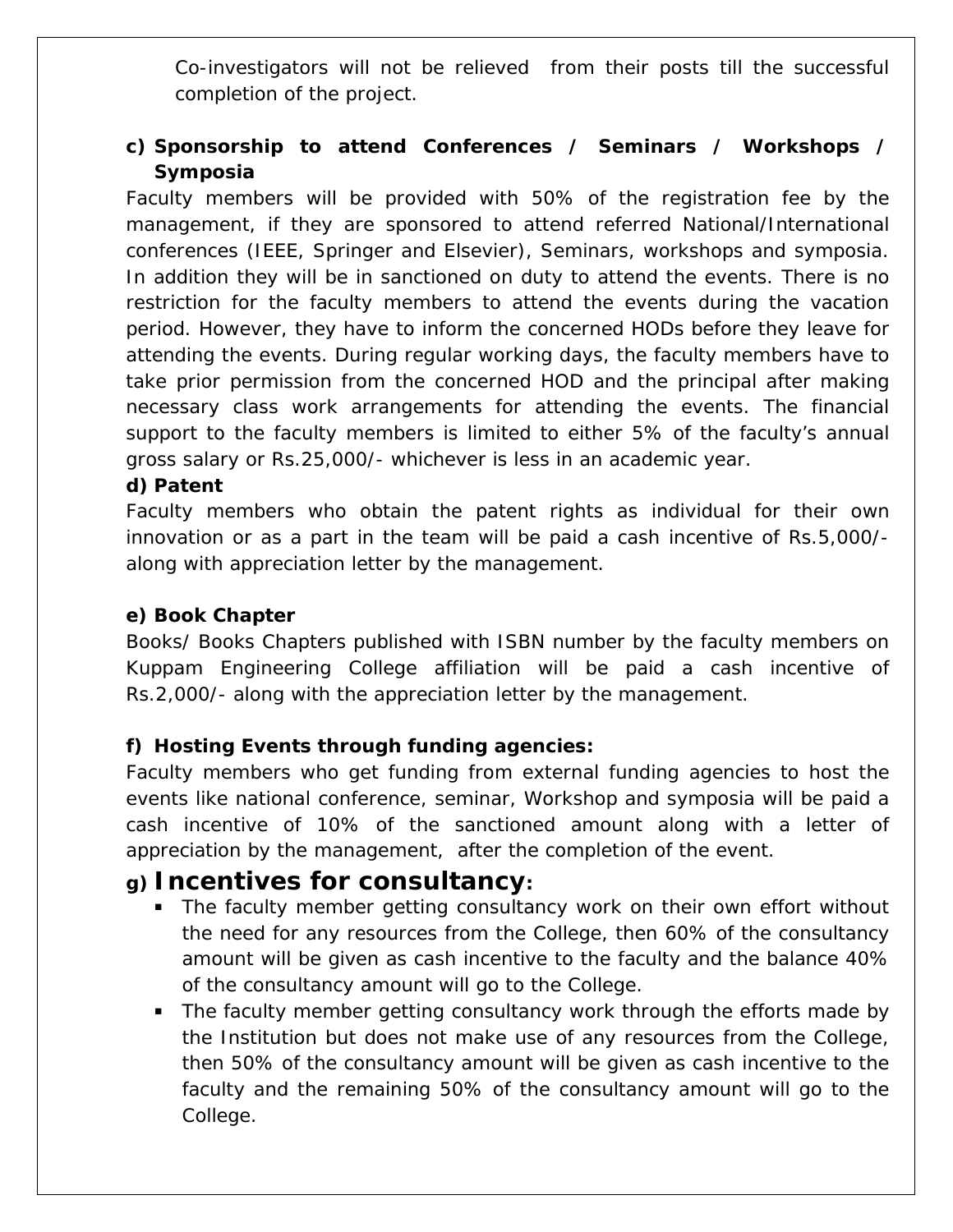Co-investigators will not be relieved from their posts till the successful completion of the project.

**c) Sponsorship to attend Conferences / Seminars / Workshops / Symposia**

Faculty members will be provided with 50% of the registration fee by the management, if they are sponsored to attend referred National/International conferences (IEEE, Springer and Elsevier), Seminars, workshops and symposia. In addition they will be in sanctioned on duty to attend the events. There is no restriction for the faculty members to attend the events during the vacation period. However, they have to inform the concerned HODs before they leave for attending the events. During regular working days, the faculty members have to take prior permission from the concerned HOD and the principal after making necessary class work arrangements for attending the events. The financial support to the faculty members is limited to either 5% of the faculty's annual gross salary or Rs.25,000/- whichever is less in an academic year.

**d) Patent**

Faculty members who obtain the patent rights as individual for their own innovation or as a part in the team will be paid a cash incentive of Rs.5,000/- along with appreciation letter by the management.

**e) Book Chapter**

Books/ Books Chapters published with ISBN number by the faculty members on Kuppam Engineering College affiliation will be paid a cash incentive of Rs.2,000/- along with the appreciation letter by the management.

**f) Hosting Events through funding agencies:**

Faculty members who get funding from external funding agencies to host the events like national conference, seminar, Workshop and symposia will be paid a cash incentive of 10% of the sanctioned amount along with a letter of appreciation by the management, after the completion of the event.

## g) Incentives for consultancy:

- The faculty member getting consultancy work on their own effort without the need for any resources from the College, then 60% of the consultancy amount will be given as cash incentive to the faculty and the balance 40% of the consultancy amount will go to the College.
- The faculty member getting consultancy work through the efforts made by the Institution but does not make use of any resources from the College, then 50% of the consultancy amount will be given as cash incentive to the faculty and the remaining 50% of the consultancy amount will go to the College.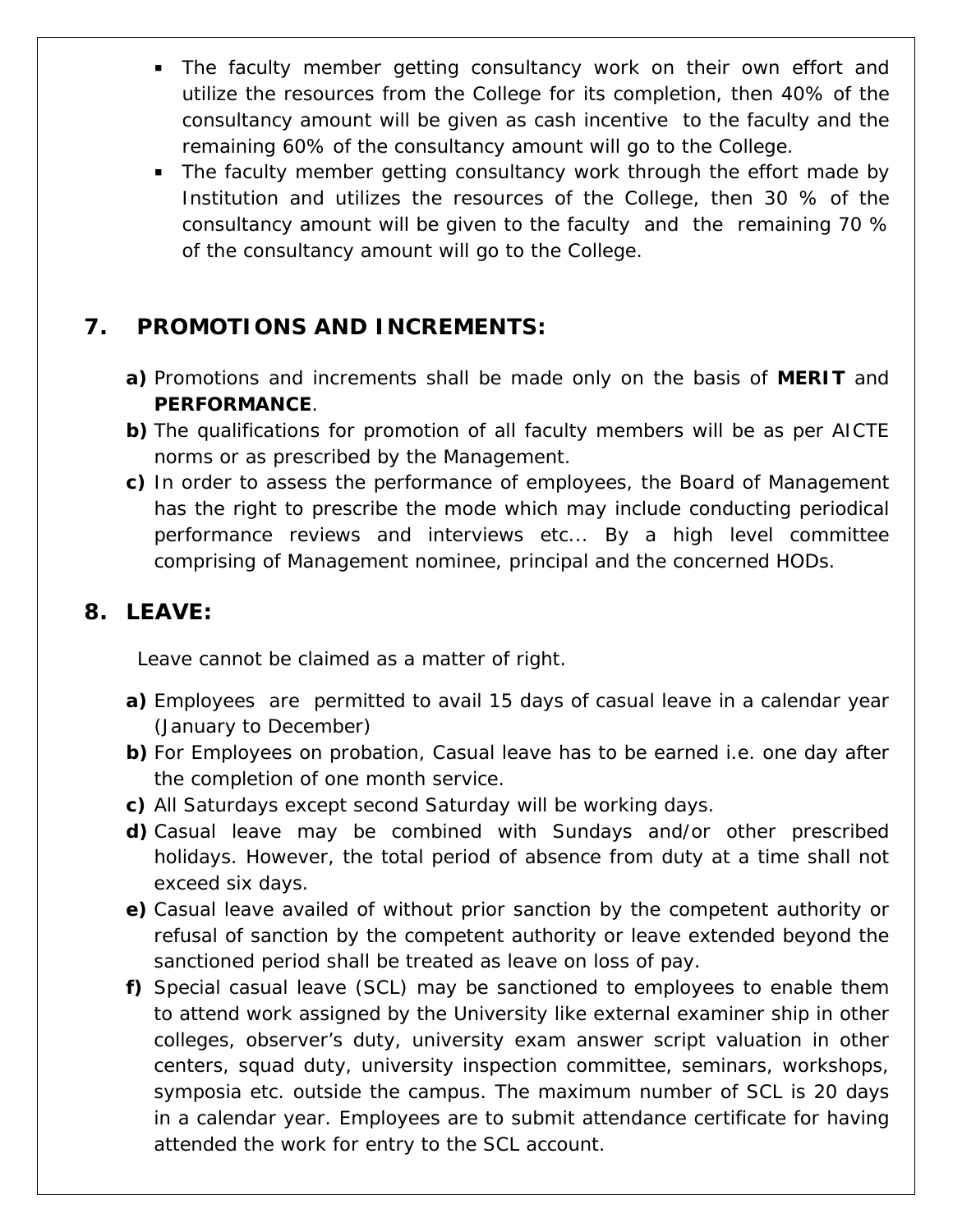- The faculty member getting consultancy work on their own effort and utilize the resources from the College for its completion, then 40% of the consultancy amount will be given as cash incentive to the faculty and the remaining 60% of the consultancy amount will go to the College.
- The faculty member getting consultancy work through the effort made by Institution and utilizes the resources of the College, then 30 % of the consultancy amount will be given to the faculty and the remaining 70 % of the consultancy amount will go to the College.

## 7. PROMOTIONS AND INCREMENTS:

**a)** Promotions and increments shall be made only on the basis of **MERIT** and **PERFORMANCE**.

**b)** The qualifications for promotion of all faculty members will be as per AICTE norms or as prescribed by the Management.

**c)** In order to assess the performance of employees, the Board of Management has the right to prescribe the mode which may include conducting periodical performance reviews and interviews etc... By a high level committee comprising of Management nominee, principal and the concerned HODs.

## 8. LEAVE:

Leave cannot be claimed as a matter of right.

**a)** Employees are permitted to avail 15 days of casual leave in a calendar year (January to December)

**b)** For Employees on probation, Casual leave has to be earned i.e. one day after the completion of one month service.

**c)** All Saturdays except second Saturday will be working days.

**d)** Casual leave may be combined with Sundays and/or other prescribed holidays. However, the total period of absence from duty at a time shall not exceed six days.

**e)** Casual leave availed of without prior sanction by the competent authority or refusal of sanction by the competent authority or leave extended beyond the sanctioned period shall be treated as leave on loss of pay.

**f)** Special casual leave (SCL) may be sanctioned to employees to enable them to attend work assigned by the University like external examiner ship in other colleges, observer's duty, university exam answer script valuation in other centers, squad duty, university inspection committee, seminars, workshops, symposia etc. outside the campus. The maximum number of SCL is 20 days in a calendar year. Employees are to submit attendance certificate for having attended the work for entry to the SCL account.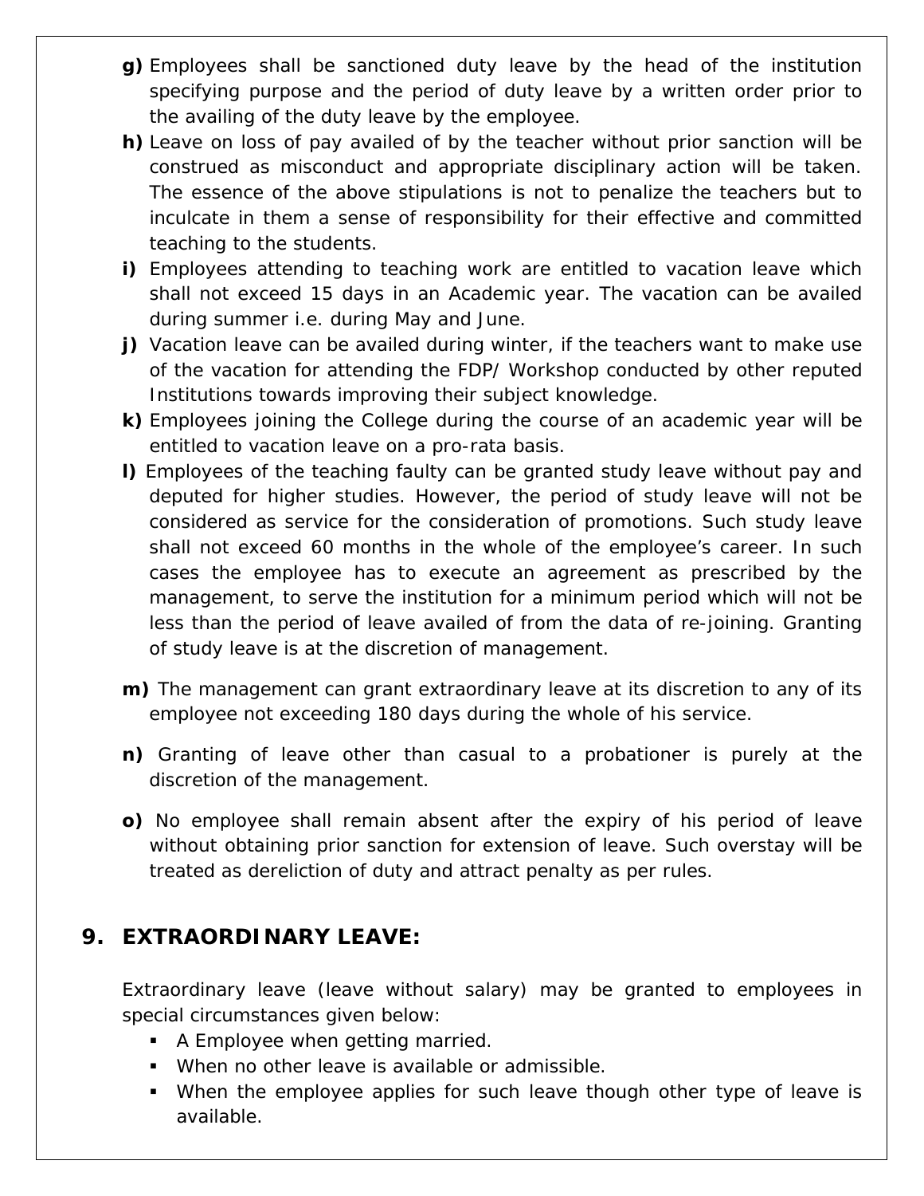**g)** Employees shall be sanctioned duty leave by the head of the institution specifying purpose and the period of duty leave by a written order prior to the availing of the duty leave by the employee.

**h)** Leave on loss of pay availed of by the teacher without prior sanction will be construed as misconduct and appropriate disciplinary action will be taken. The essence of the above stipulations is not to penalize the teachers but to inculcate in them a sense of responsibility for their effective and committed teaching to the students.

**i)** Employees attending to teaching work are entitled to vacation leave which shall not exceed 15 days in an Academic year. The vacation can be availed during summer i.e. during May and June.

**j)** Vacation leave can be availed during winter, if the teachers want to make use of the vacation for attending the FDP/ Workshop conducted by other reputed Institutions towards improving their subject knowledge.

**k)** Employees joining the College during the course of an academic year will be entitled to vacation leave on a pro-rata basis.

**l)** Employees of the teaching faulty can be granted study leave without pay and deputed for higher studies. However, the period of study leave will not be considered as service for the consideration of promotions. Such study leave shall not exceed 60 months in the whole of the employee's career. In such cases the employee has to execute an agreement as prescribed by the management, to serve the institution for a minimum period which will not be less than the period of leave availed of from the data of re-joining. Granting of study leave is at the discretion of management.

**m)** The management can grant extraordinary leave at its discretion to any of its employee not exceeding 180 days during the whole of his service.

**n)** Granting of leave other than casual to a probationer is purely at the discretion of the management.

**o)** No employee shall remain absent after the expiry of his period of leave without obtaining prior sanction for extension of leave. Such overstay will be treated as dereliction of duty and attract penalty as per rules.

## 9. EXTRAORDINARY LEAVE:

Extraordinary leave (leave without salary) may be granted to employees in special circumstances given below:

- A Employee when getting married.
- When no other leave is available or admissible.
- When the employee applies for such leave though other type of leave is available.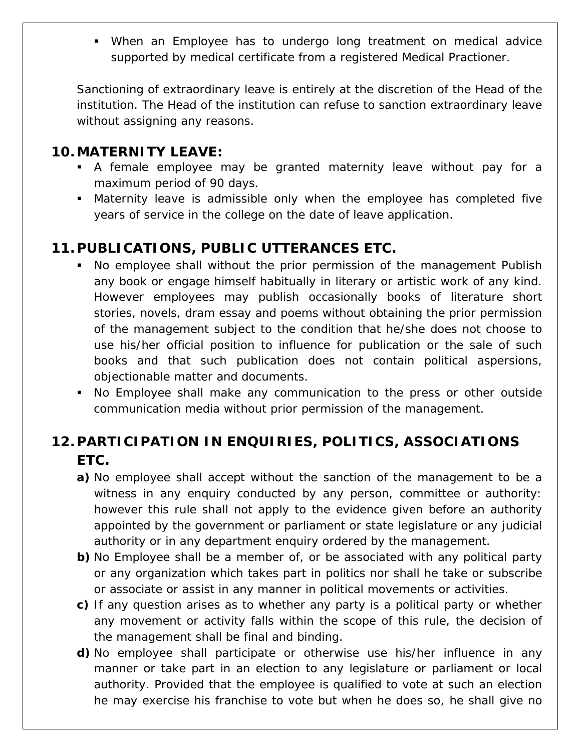- When an Employee has to undergo long treatment on medical advice supported by medical certificate from a registered Medical Practioner.

Sanctioning of extraordinary leave is entirely at the discretion of the Head of the institution. The Head of the institution can refuse to sanction extraordinary leave without assigning any reasons.

## 10. MATERNITY LEAVE:

- A female employee may be granted maternity leave without pay for a maximum period of 90 days.
- Maternity leave is admissible only when the employee has completed five years of service in the college on the date of leave application.

## 11. PUBLICATIONS, PUBLIC UTTERANCES ETC.

- No employee shall without the prior permission of the management Publish any book or engage himself habitually in literary or artistic work of any kind. However employees may publish occasionally books of literature short stories, novels, dram essay and poems without obtaining the prior permission of the management subject to the condition that he/she does not choose to use his/her official position to influence for publication or the sale of such books and that such publication does not contain political aspersions, objectionable matter and documents.
- No Employee shall make any communication to the press or other outside communication media without prior permission of the management.

## 12. PARTICIPATION IN ENQUIRIES, POLITICS, ASSOCIATIONS ETC.

**a)** No employee shall accept without the sanction of the management to be a witness in any enquiry conducted by any person, committee or authority: however this rule shall not apply to the evidence given before an authority appointed by the government or parliament or state legislature or any judicial authority or in any department enquiry ordered by the management.

**b)** No Employee shall be a member of, or be associated with any political party or any organization which takes part in politics nor shall he take or subscribe or associate or assist in any manner in political movements or activities.

**c)** If any question arises as to whether any party is a political party or whether any movement or activity falls within the scope of this rule, the decision of the management shall be final and binding.

**d)** No employee shall participate or otherwise use his/her influence in any manner or take part in an election to any legislature or parliament or local authority. Provided that the employee is qualified to vote at such an election he may exercise his franchise to vote but when he does so, he shall give no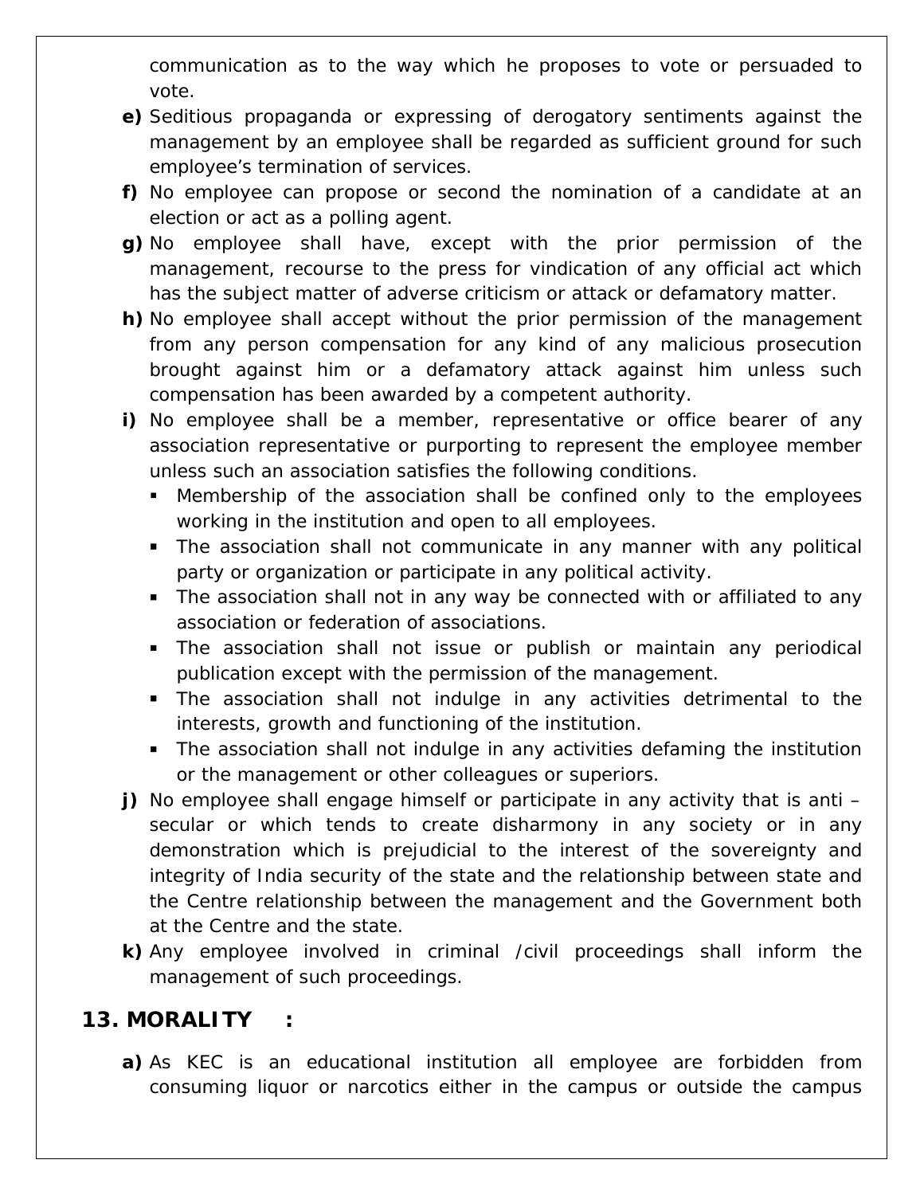communication as to the way which he proposes to vote or persuaded to vote.

**e)** Seditious propaganda or expressing of derogatory sentiments against the management by an employee shall be regarded as sufficient ground for such employee's termination of services.

**f)** No employee can propose or second the nomination of a candidate at an election or act as a polling agent.

**g)** No employee shall have, except with the prior permission of the management, recourse to the press for vindication of any official act which has the subject matter of adverse criticism or attack or defamatory matter.

**h)** No employee shall accept without the prior permission of the management from any person compensation for any kind of any malicious prosecution brought against him or a defamatory attack against him unless such compensation has been awarded by a competent authority.

**i)** No employee shall be a member, representative or office bearer of any association representative or purporting to represent the employee member unless such an association satisfies the following conditions.

- Membership of the association shall be confined only to the employees working in the institution and open to all employees.
- The association shall not communicate in any manner with any political party or organization or participate in any political activity.
- The association shall not in any way be connected with or affiliated to any association or federation of associations.
- The association shall not issue or publish or maintain any periodical publication except with the permission of the management.
- The association shall not indulge in any activities detrimental to the interests, growth and functioning of the institution.
- The association shall not indulge in any activities defaming the institution or the management or other colleagues or superiors.

**j)** No employee shall engage himself or participate in any activity that is anti – secular or which tends to create disharmony in any society or in any demonstration which is prejudicial to the interest of the sovereignty and integrity of India security of the state and the relationship between state and the Centre relationship between the management and the Government both at the Centre and the state.

**k)** Any employee involved in criminal /civil proceedings shall inform the management of such proceedings.

## 13. MORALITY :

**a)** As KEC is an educational institution all employee are forbidden from consuming liquor or narcotics either in the campus or outside the campus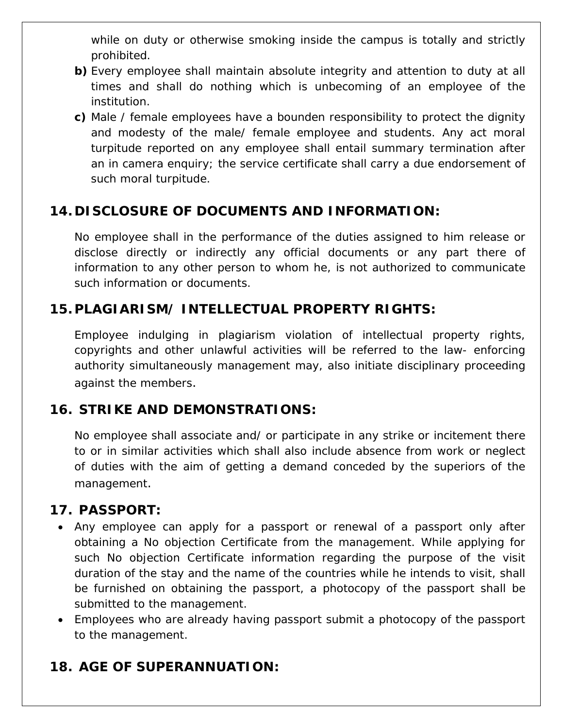while on duty or otherwise smoking inside the campus is totally and strictly prohibited.

**b)** Every employee shall maintain absolute integrity and attention to duty at all times and shall do nothing which is unbecoming of an employee of the institution.

**c)** Male / female employees have a bounden responsibility to protect the dignity and modesty of the male/ female employee and students. Any act moral turpitude reported on any employee shall entail summary termination after an in camera enquiry; the service certificate shall carry a due endorsement of such moral turpitude.

## 14. DISCLOSURE OF DOCUMENTS AND INFORMATION:

No employee shall in the performance of the duties assigned to him release or disclose directly or indirectly any official documents or any part there of information to any other person to whom he, is not authorized to communicate such information or documents.

## 15. PLAGIARISM/ INTELLECTUAL PROPERTY RIGHTS:

Employee indulging in plagiarism violation of intellectual property rights, copyrights and other unlawful activities will be referred to the law- enforcing authority simultaneously management may, also initiate disciplinary proceeding against the members.

## 16. STRIKE AND DEMONSTRATIONS:

No employee shall associate and/ or participate in any strike or incitement there to or in similar activities which shall also include absence from work or neglect of duties with the aim of getting a demand conceded by the superiors of the management.

## 17. PASSPORT:

- Any employee can apply for a passport or renewal of a passport only after obtaining a No objection Certificate from the management. While applying for such No objection Certificate information regarding the purpose of the visit duration of the stay and the name of the countries while he intends to visit, shall be furnished on obtaining the passport, a photocopy of the passport shall be submitted to the management.
- Employees who are already having passport submit a photocopy of the passport to the management.

## 18. AGE OF SUPERANNUATION: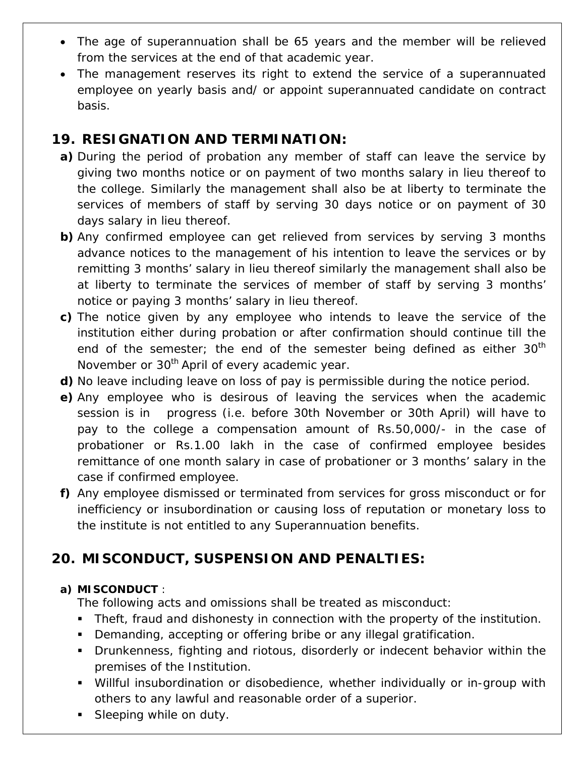- The age of superannuation shall be 65 years and the member will be relieved from the services at the end of that academic year.
- The management reserves its right to extend the service of a superannuated employee on yearly basis and/ or appoint superannuated candidate on contract basis.

## 19. RESIGNATION AND TERMINATION:

**a)** During the period of probation any member of staff can leave the service by giving two months notice or on payment of two months salary in lieu thereof to the college. Similarly the management shall also be at liberty to terminate the services of members of staff by serving 30 days notice or on payment of 30 days salary in lieu thereof.

**b)** Any confirmed employee can get relieved from services by serving 3 months advance notices to the management of his intention to leave the services or by remitting 3 months' salary in lieu thereof similarly the management shall also be at liberty to terminate the services of member of staff by serving 3 months' notice or paying 3 months' salary in lieu thereof.

**c)** The notice given by any employee who intends to leave the service of the institution either during probation or after confirmation should continue till the end of the semester; the end of the semester being defined as either 30th November or 30th April of every academic year.

**d)** No leave including leave on loss of pay is permissible during the notice period.

**e)** Any employee who is desirous of leaving the services when the academic session is in progress (i.e. before 30th November or 30th April) will have to pay to the college a compensation amount of Rs.50,000/- in the case of probationer or Rs.1.00 lakh in the case of confirmed employee besides remittance of one month salary in case of probationer or 3 months' salary in the case if confirmed employee.

**f)** Any employee dismissed or terminated from services for gross misconduct or for inefficiency or insubordination or causing loss of reputation or monetary loss to the institute is not entitled to any Superannuation benefits.

## 20. MISCONDUCT, SUSPENSION AND PENALTIES:

**a) MISCONDUCT** :

The following acts and omissions shall be treated as misconduct:

- Theft, fraud and dishonesty in connection with the property of the institution.
- Demanding, accepting or offering bribe or any illegal gratification.
- Drunkenness, fighting and riotous, disorderly or indecent behavior within the premises of the Institution.
- Willful insubordination or disobedience, whether individually or in-group with others to any lawful and reasonable order of a superior.
- Sleeping while on duty.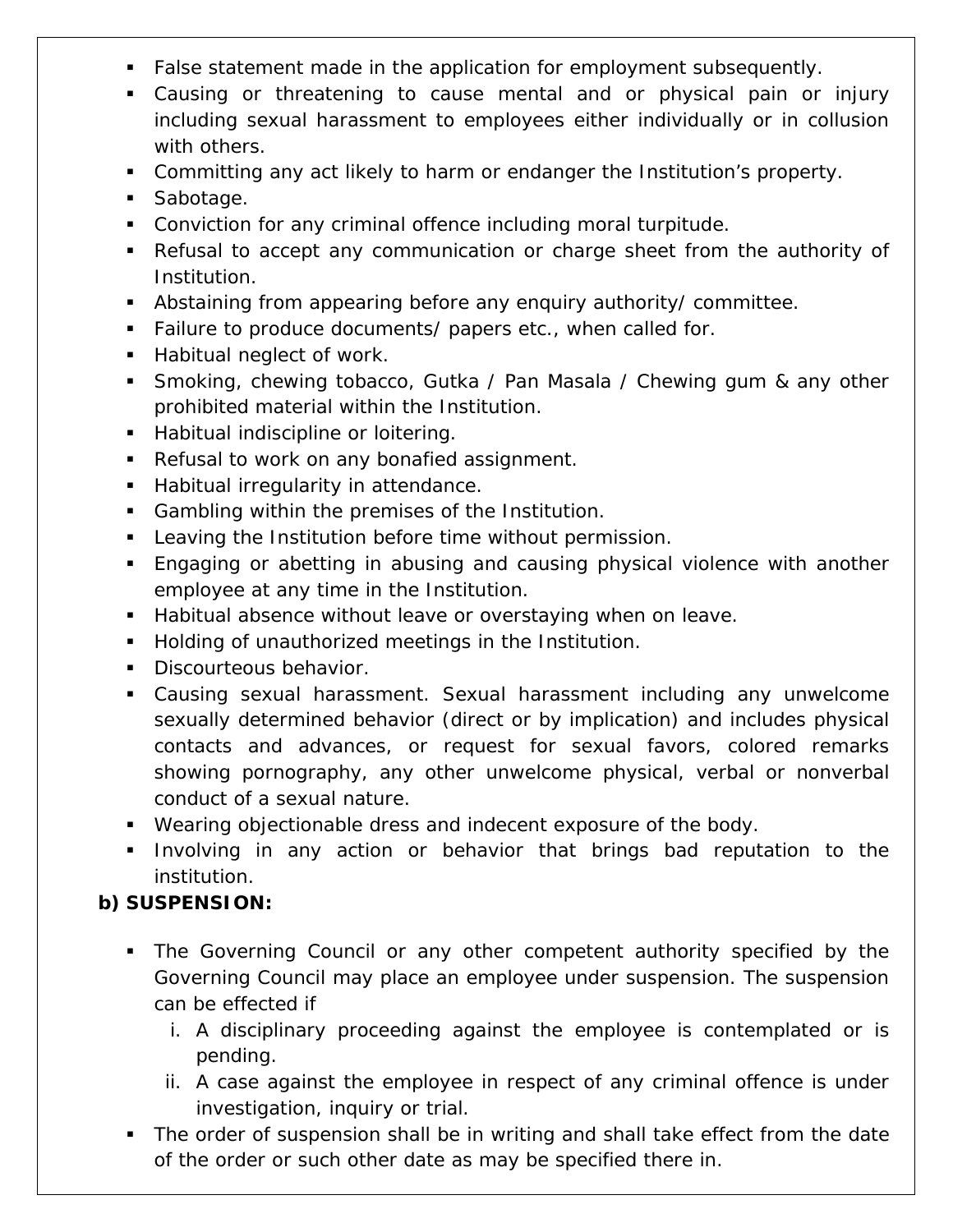- False statement made in the application for employment subsequently.
- Causing or threatening to cause mental and or physical pain or injury including sexual harassment to employees either individually or in collusion with others.
- Committing any act likely to harm or endanger the Institution's property.
- Sabotage.
- Conviction for any criminal offence including moral turpitude.
- Refusal to accept any communication or charge sheet from the authority of Institution.
- Abstaining from appearing before any enquiry authority/ committee.
- Failure to produce documents/ papers etc., when called for.
- Habitual neglect of work.
- Smoking, chewing tobacco, Gutka / Pan Masala / Chewing gum & any other prohibited material within the Institution.
- Habitual indiscipline or loitering.
- Refusal to work on any bonafied assignment.
- Habitual irregularity in attendance.
- Gambling within the premises of the Institution.
- Leaving the Institution before time without permission.
- Engaging or abetting in abusing and causing physical violence with another employee at any time in the Institution.
- Habitual absence without leave or overstaying when on leave.
- Holding of unauthorized meetings in the Institution.
- Discourteous behavior.
- Causing sexual harassment. Sexual harassment including any unwelcome sexually determined behavior (direct or by implication) and includes physical contacts and advances, or request for sexual favors, colored remarks showing pornography, any other unwelcome physical, verbal or nonverbal conduct of a sexual nature.
- Wearing objectionable dress and indecent exposure of the body.
- Involving in any action or behavior that brings bad reputation to the institution.

**b) SUSPENSION:**

- The Governing Council or any other competent authority specified by the Governing Council may place an employee under suspension. The suspension can be effected if
  i. A disciplinary proceeding against the employee is contemplated or is pending.
  ii. A case against the employee in respect of any criminal offence is under investigation, inquiry or trial.
- The order of suspension shall be in writing and shall take effect from the date of the order or such other date as may be specified there in.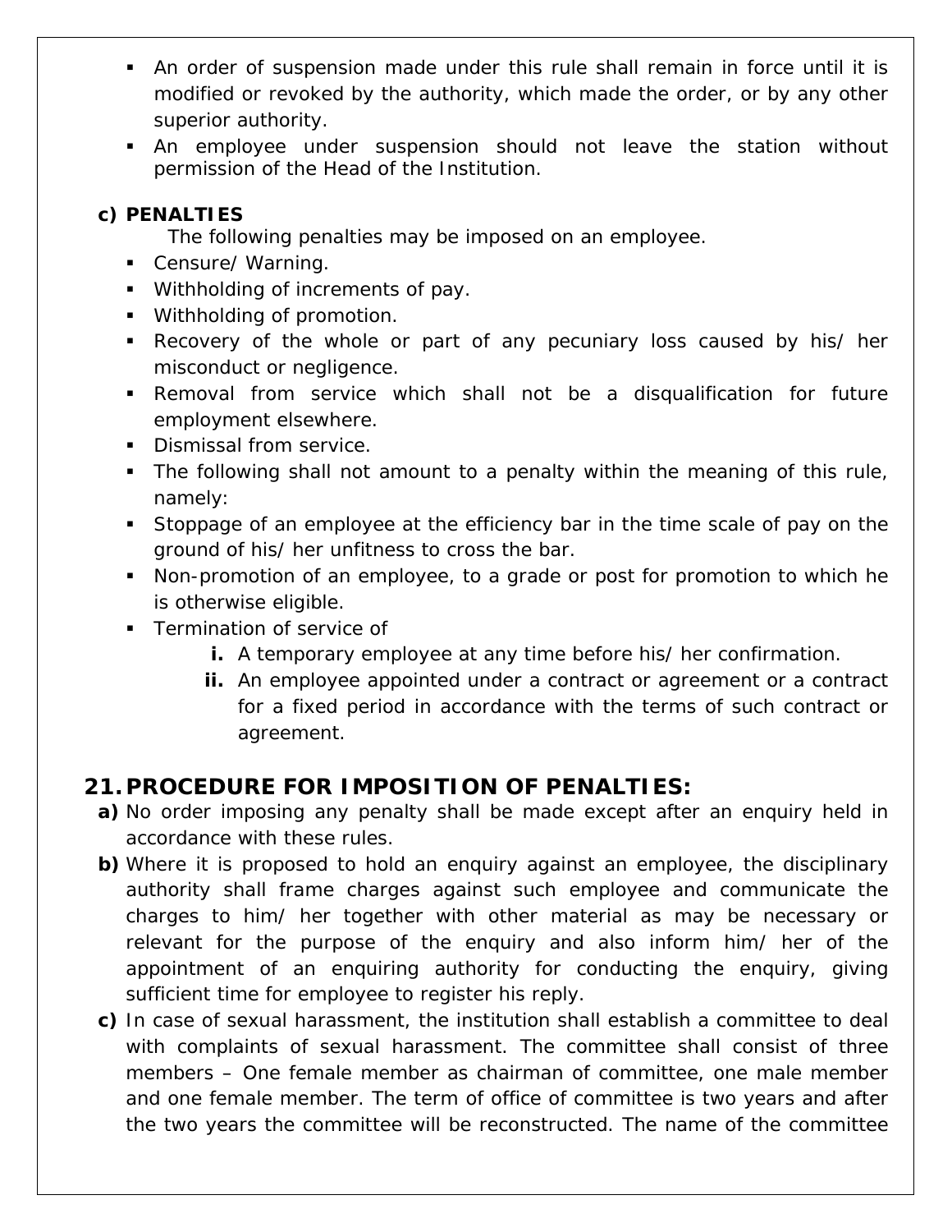- An order of suspension made under this rule shall remain in force until it is modified or revoked by the authority, which made the order, or by any other superior authority.
- An employee under suspension should not leave the station without permission of the Head of the Institution.

**c) PENALTIES**

The following penalties may be imposed on an employee.

- Censure/ Warning.
- Withholding of increments of pay.
- Withholding of promotion.
- Recovery of the whole or part of any pecuniary loss caused by his/ her misconduct or negligence.
- Removal from service which shall not be a disqualification for future employment elsewhere.
- Dismissal from service.
- The following shall not amount to a penalty within the meaning of this rule, namely:
- Stoppage of an employee at the efficiency bar in the time scale of pay on the ground of his/ her unfitness to cross the bar.
- Non-promotion of an employee, to a grade or post for promotion to which he is otherwise eligible.
- Termination of service of
  - **i.** A temporary employee at any time before his/ her confirmation.
  - **ii.** An employee appointed under a contract or agreement or a contract for a fixed period in accordance with the terms of such contract or agreement.

## 21. PROCEDURE FOR IMPOSITION OF PENALTIES:

**a)** No order imposing any penalty shall be made except after an enquiry held in accordance with these rules.

**b)** Where it is proposed to hold an enquiry against an employee, the disciplinary authority shall frame charges against such employee and communicate the charges to him/ her together with other material as may be necessary or relevant for the purpose of the enquiry and also inform him/ her of the appointment of an enquiring authority for conducting the enquiry, giving sufficient time for employee to register his reply.

**c)** In case of sexual harassment, the institution shall establish a committee to deal with complaints of sexual harassment. The committee shall consist of three members – One female member as chairman of committee, one male member and one female member. The term of office of committee is two years and after the two years the committee will be reconstructed. The name of the committee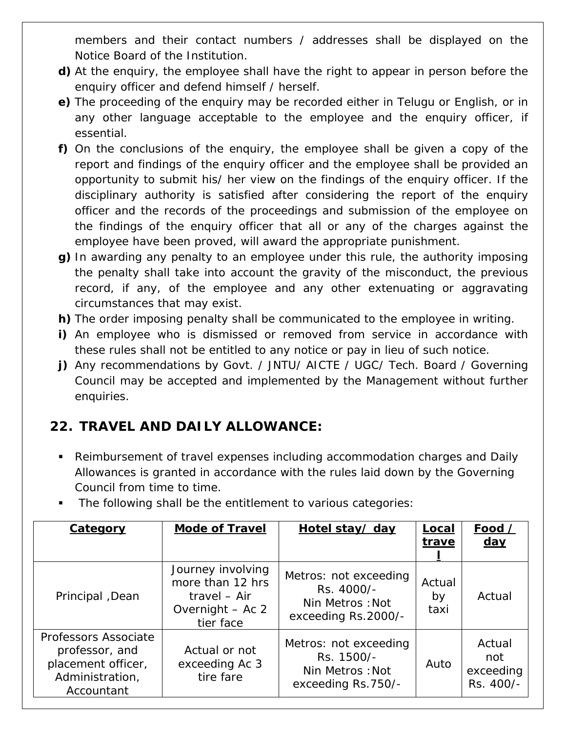members and their contact numbers / addresses shall be displayed on the Notice Board of the Institution.

**d)** At the enquiry, the employee shall have the right to appear in person before the enquiry officer and defend himself / herself.

**e)** The proceeding of the enquiry may be recorded either in Telugu or English, or in any other language acceptable to the employee and the enquiry officer, if essential.

**f)** On the conclusions of the enquiry, the employee shall be given a copy of the report and findings of the enquiry officer and the employee shall be provided an opportunity to submit his/ her view on the findings of the enquiry officer. If the disciplinary authority is satisfied after considering the report of the enquiry officer and the records of the proceedings and submission of the employee on the findings of the enquiry officer that all or any of the charges against the employee have been proved, will award the appropriate punishment.

**g)** In awarding any penalty to an employee under this rule, the authority imposing the penalty shall take into account the gravity of the misconduct, the previous record, if any, of the employee and any other extenuating or aggravating circumstances that may exist.

**h)** The order imposing penalty shall be communicated to the employee in writing.

**i)** An employee who is dismissed or removed from service in accordance with these rules shall not be entitled to any notice or pay in lieu of such notice.

**j)** Any recommendations by Govt. / JNTU/ AICTE / UGC/ Tech. Board / Governing Council may be accepted and implemented by the Management without further enquiries.

## 22. TRAVEL AND DAILY ALLOWANCE:

- Reimbursement of travel expenses including accommodation charges and Daily Allowances is granted in accordance with the rules laid down by the Governing Council from time to time.
- The following shall be the entitlement to various categories:

| Category | Mode of Travel | Hotel stay/ day | Local travel | Food / day |
|---|---|---|---|---|
| Principal ,Dean | Journey involving more than 12 hrs travel – Air Overnight – Ac 2 tier face | Metros: not exceeding Rs. 4000/- Nin Metros :Not exceeding Rs.2000/- | Actual by taxi | Actual |
| Professors Associate professor, and placement officer, Administration, Accountant | Actual or not exceeding Ac 3 tire fare | Metros: not exceeding Rs. 1500/- Nin Metros :Not exceeding Rs.750/- | Auto | Actual not exceeding Rs. 400/- |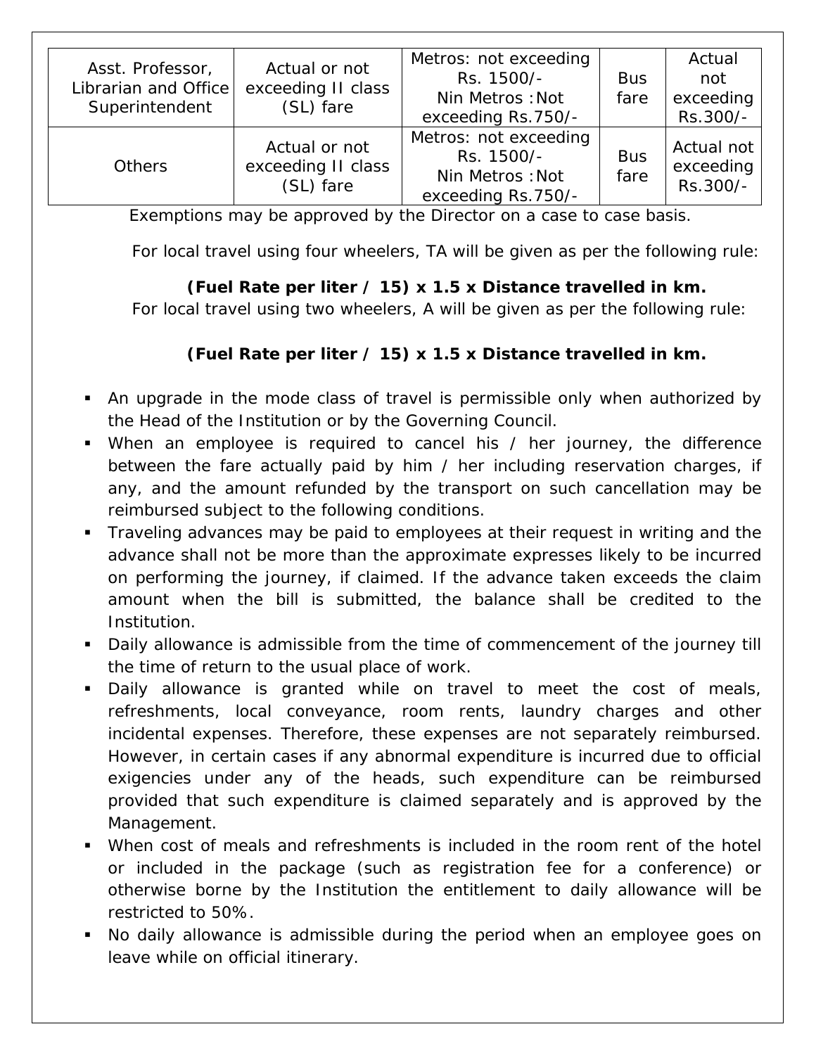| Asst. Professor, Librarian and Office Superintendent | Actual or not exceeding II class (SL) fare | Metros: not exceeding Rs. 1500/- Nin Metros : Not exceeding Rs.750/- | Bus fare | Actual not exceeding Rs.300/- |
|---|---|---|---|---|
| Others | Actual or not exceeding II class (SL) fare | Metros: not exceeding Rs. 1500/- Nin Metros : Not exceeding Rs.750/- | Bus fare | Actual not exceeding Rs.300/- |

Exemptions may be approved by the Director on a case to case basis.

For local travel using four wheelers, TA will be given as per the following rule:

**(Fuel Rate per liter / 15) x 1.5 x Distance travelled in km.**

For local travel using two wheelers, A will be given as per the following rule:

**(Fuel Rate per liter / 15) x 1.5 x Distance travelled in km.**

- An upgrade in the mode class of travel is permissible only when authorized by the Head of the Institution or by the Governing Council.
- When an employee is required to cancel his / her journey, the difference between the fare actually paid by him / her including reservation charges, if any, and the amount refunded by the transport on such cancellation may be reimbursed subject to the following conditions.
- Traveling advances may be paid to employees at their request in writing and the advance shall not be more than the approximate expresses likely to be incurred on performing the journey, if claimed. If the advance taken exceeds the claim amount when the bill is submitted, the balance shall be credited to the Institution.
- Daily allowance is admissible from the time of commencement of the journey till the time of return to the usual place of work.
- Daily allowance is granted while on travel to meet the cost of meals, refreshments, local conveyance, room rents, laundry charges and other incidental expenses. Therefore, these expenses are not separately reimbursed. However, in certain cases if any abnormal expenditure is incurred due to official exigencies under any of the heads, such expenditure can be reimbursed provided that such expenditure is claimed separately and is approved by the Management.
- When cost of meals and refreshments is included in the room rent of the hotel or included in the package (such as registration fee for a conference) or otherwise borne by the Institution the entitlement to daily allowance will be restricted to 50%.
- No daily allowance is admissible during the period when an employee goes on leave while on official itinerary.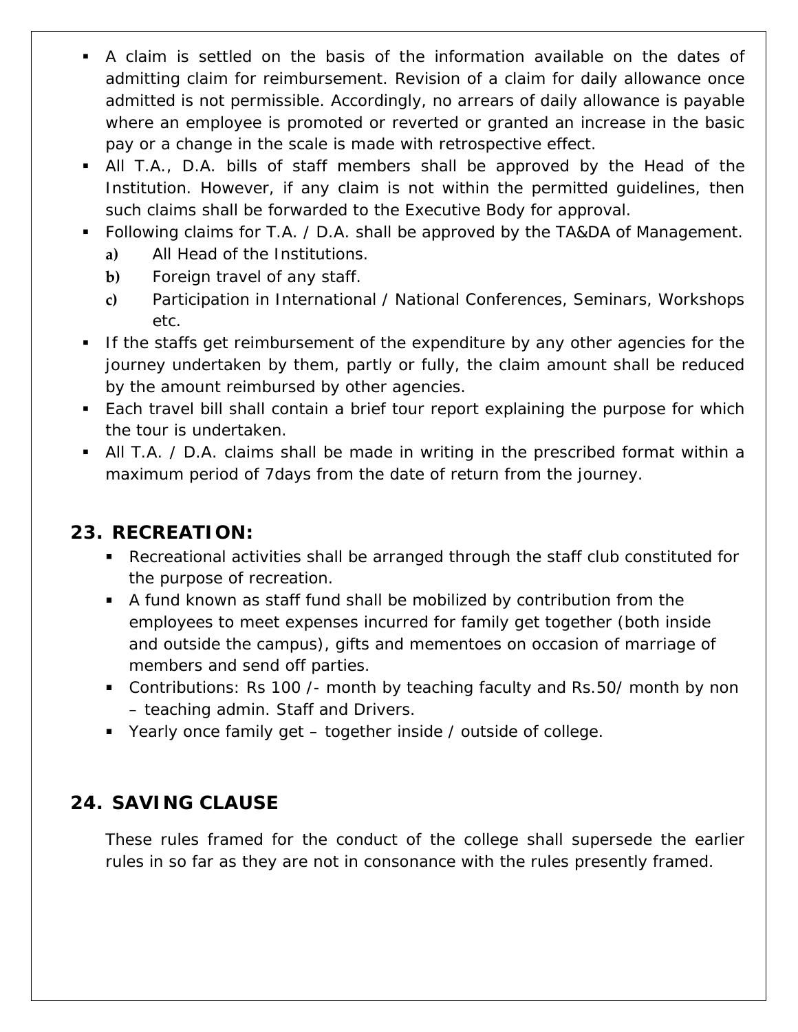- A claim is settled on the basis of the information available on the dates of admitting claim for reimbursement. Revision of a claim for daily allowance once admitted is not permissible. Accordingly, no arrears of daily allowance is payable where an employee is promoted or reverted or granted an increase in the basic pay or a change in the scale is made with retrospective effect.
- All T.A., D.A. bills of staff members shall be approved by the Head of the Institution. However, if any claim is not within the permitted guidelines, then such claims shall be forwarded to the Executive Body for approval.
- Following claims for T.A. / D.A. shall be approved by the TA&DA of Management.
  - a) All Head of the Institutions.
  - b) Foreign travel of any staff.
  - c) Participation in International / National Conferences, Seminars, Workshops etc.
- If the staffs get reimbursement of the expenditure by any other agencies for the journey undertaken by them, partly or fully, the claim amount shall be reduced by the amount reimbursed by other agencies.
- Each travel bill shall contain a brief tour report explaining the purpose for which the tour is undertaken.
- All T.A. / D.A. claims shall be made in writing in the prescribed format within a maximum period of 7days from the date of return from the journey.

## 23. RECREATION:

- Recreational activities shall be arranged through the staff club constituted for the purpose of recreation.
- A fund known as staff fund shall be mobilized by contribution from the employees to meet expenses incurred for family get together (both inside and outside the campus), gifts and mementoes on occasion of marriage of members and send off parties.
- Contributions: Rs 100 /- month by teaching faculty and Rs.50/ month by non – teaching admin. Staff and Drivers.
- Yearly once family get – together inside / outside of college.

## 24. SAVING CLAUSE

These rules framed for the conduct of the college shall supersede the earlier rules in so far as they are not in consonance with the rules presently framed.